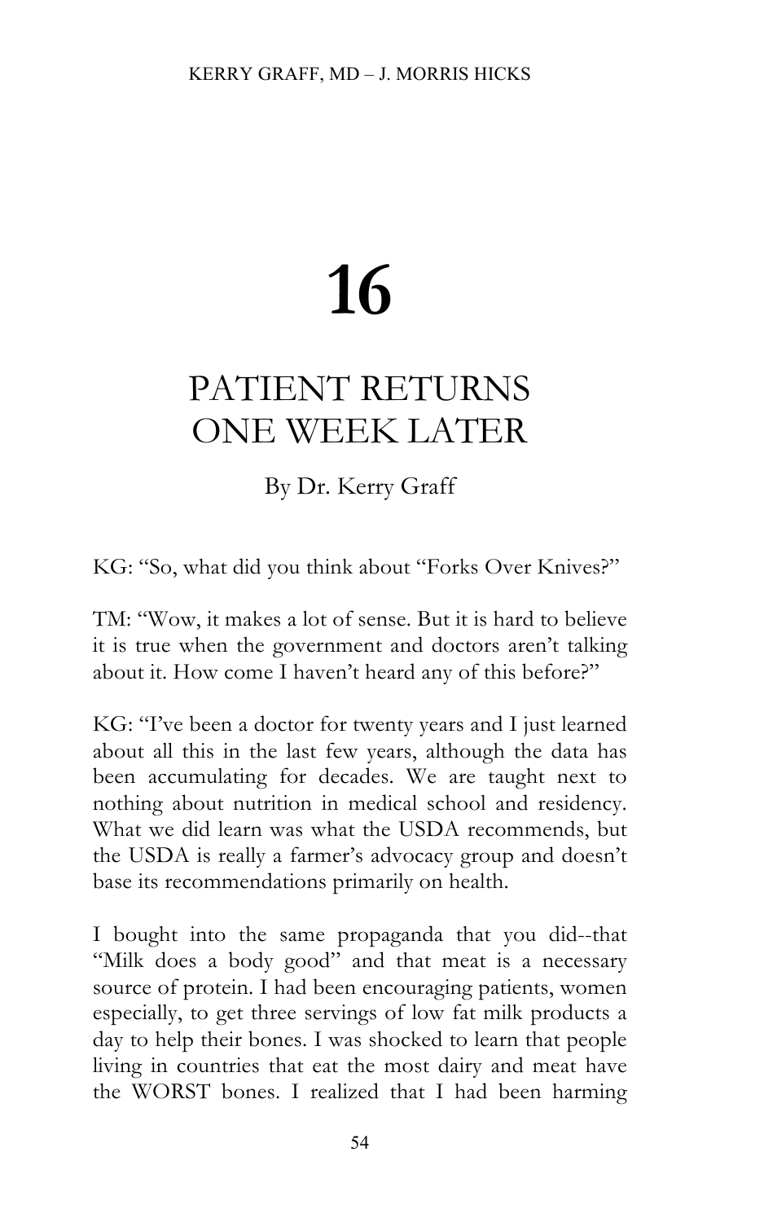# 16

## PATIENT RETURNS ONE WEEK LATER

By Dr. Kerry Graff

KG: "So, what did you think about "Forks Over Knives?"

TM: "Wow, it makes a lot of sense. But it is hard to believe it is true when the government and doctors aren't talking about it. How come I haven't heard any of this before?"

KG: "I've been a doctor for twenty years and I just learned about all this in the last few years, although the data has been accumulating for decades. We are taught next to nothing about nutrition in medical school and residency. What we did learn was what the USDA recommends, but the USDA is really a farmer's advocacy group and doesn't base its recommendations primarily on health.

I bought into the same propaganda that you did--that "Milk does a body good" and that meat is a necessary source of protein. I had been encouraging patients, women especially, to get three servings of low fat milk products a day to help their bones. I was shocked to learn that people living in countries that eat the most dairy and meat have the WORST bones. I realized that I had been harming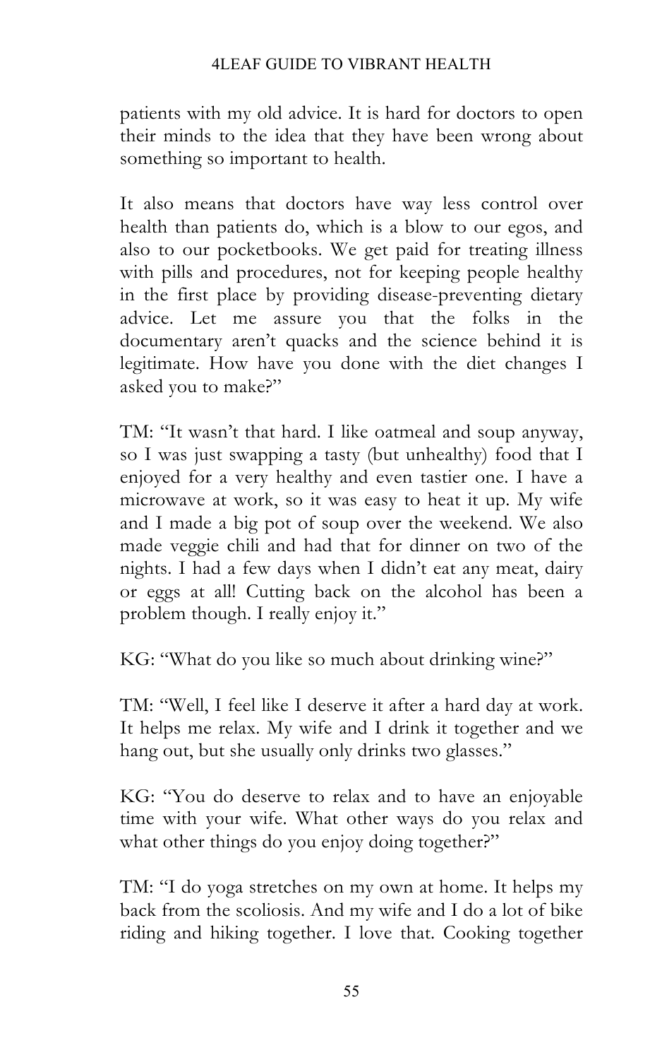patients with my old advice. It is hard for doctors to open their minds to the idea that they have been wrong about something so important to health.

It also means that doctors have way less control over health than patients do, which is a blow to our egos, and also to our pocketbooks. We get paid for treating illness with pills and procedures, not for keeping people healthy in the first place by providing disease-preventing dietary advice. Let me assure you that the folks in the documentary aren't quacks and the science behind it is legitimate. How have you done with the diet changes I asked you to make?"

TM: "It wasn't that hard. I like oatmeal and soup anyway, so I was just swapping a tasty (but unhealthy) food that I enjoyed for a very healthy and even tastier one. I have a microwave at work, so it was easy to heat it up. My wife and I made a big pot of soup over the weekend. We also made veggie chili and had that for dinner on two of the nights. I had a few days when I didn't eat any meat, dairy or eggs at all! Cutting back on the alcohol has been a problem though. I really enjoy it."

KG: "What do you like so much about drinking wine?"

TM: "Well, I feel like I deserve it after a hard day at work. It helps me relax. My wife and I drink it together and we hang out, but she usually only drinks two glasses."

KG: "You do deserve to relax and to have an enjoyable time with your wife. What other ways do you relax and what other things do you enjoy doing together?"

TM: "I do yoga stretches on my own at home. It helps my back from the scoliosis. And my wife and I do a lot of bike riding and hiking together. I love that. Cooking together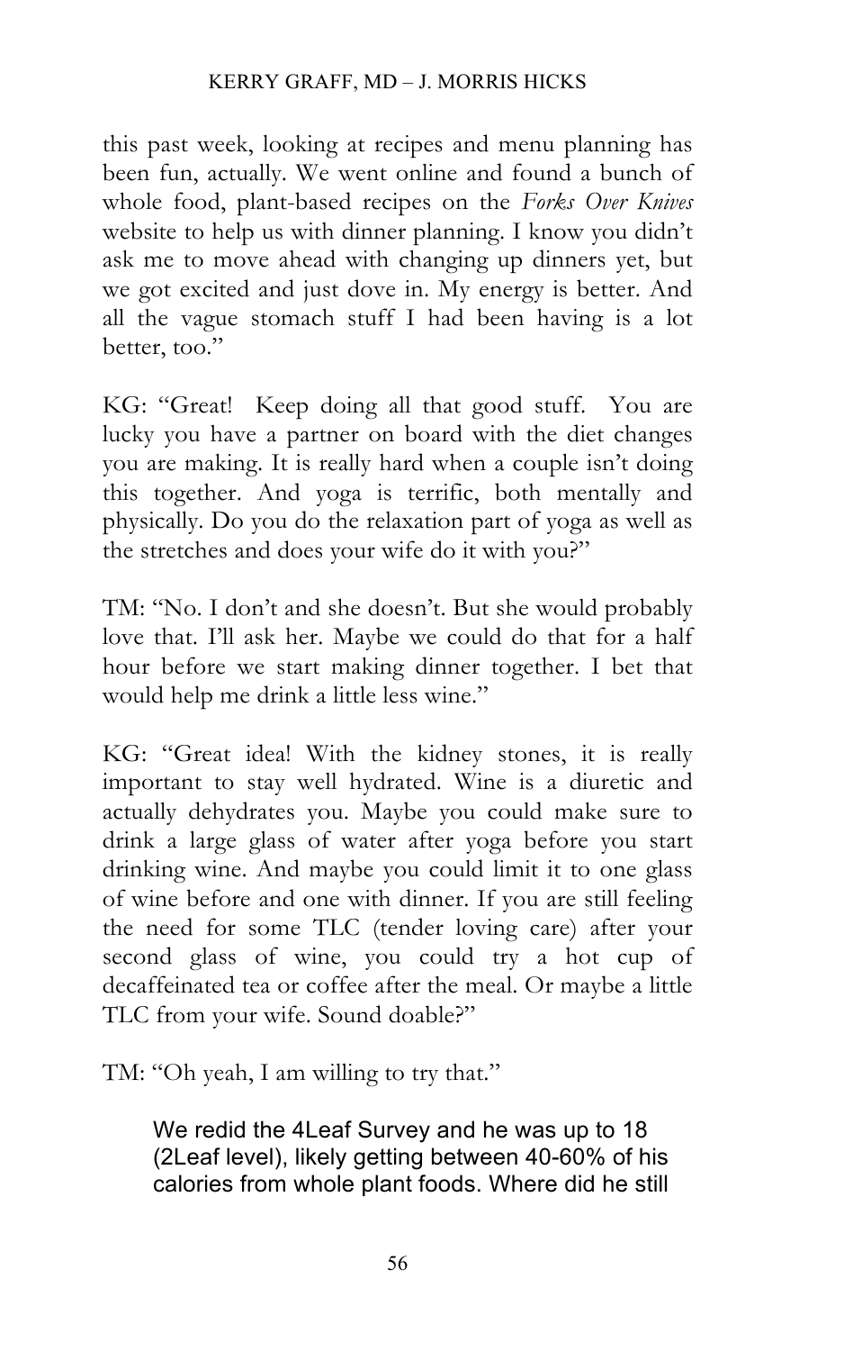this past week, looking at recipes and menu planning has been fun, actually. We went online and found a bunch of whole food, plant-based recipes on the *Forks Over Knives* website to help us with dinner planning. I know you didn't ask me to move ahead with changing up dinners yet, but we got excited and just dove in. My energy is better. And all the vague stomach stuff I had been having is a lot better, too."

KG: "Great! Keep doing all that good stuff. You are lucky you have a partner on board with the diet changes you are making. It is really hard when a couple isn't doing this together. And yoga is terrific, both mentally and physically. Do you do the relaxation part of yoga as well as the stretches and does your wife do it with you?"

TM: "No. I don't and she doesn't. But she would probably love that. I'll ask her. Maybe we could do that for a half hour before we start making dinner together. I bet that would help me drink a little less wine."

KG: "Great idea! With the kidney stones, it is really important to stay well hydrated. Wine is a diuretic and actually dehydrates you. Maybe you could make sure to drink a large glass of water after yoga before you start drinking wine. And maybe you could limit it to one glass of wine before and one with dinner. If you are still feeling the need for some TLC (tender loving care) after your second glass of wine, you could try a hot cup of decaffeinated tea or coffee after the meal. Or maybe a little TLC from your wife. Sound doable?"

TM: "Oh yeah, I am willing to try that."

> We redid the 4Leaf Survey and he was up to 18 (2Leaf level), likely getting between 40-60% of his calories from whole plant foods. Where did he still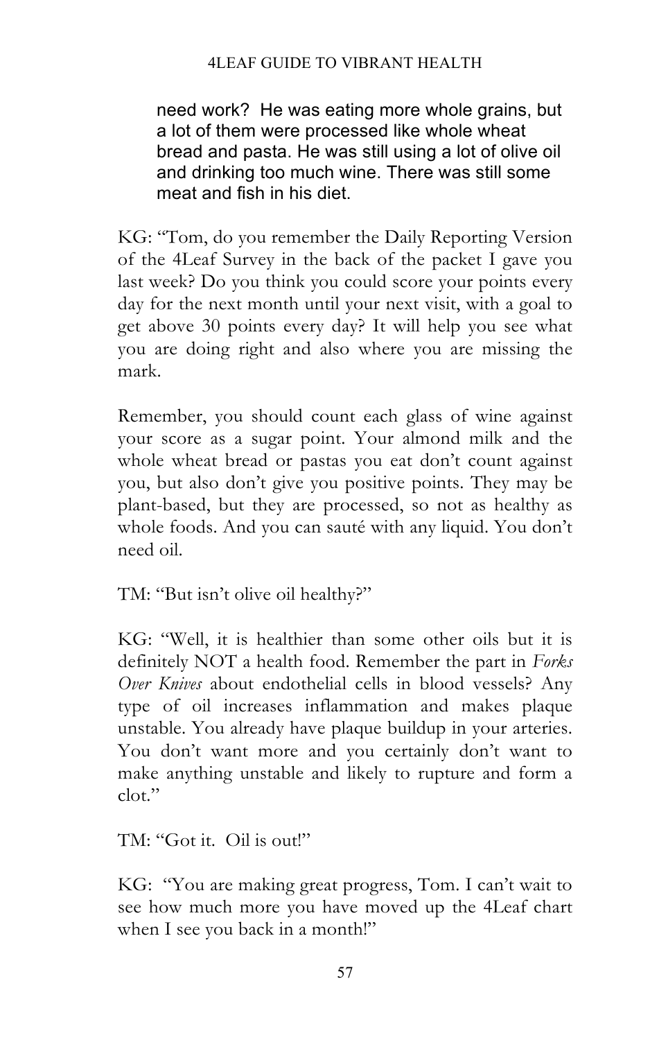need work? He was eating more whole grains, but a lot of them were processed like whole wheat bread and pasta. He was still using a lot of olive oil and drinking too much wine. There was still some meat and fish in his diet.

KG: "Tom, do you remember the Daily Reporting Version of the 4Leaf Survey in the back of the packet I gave you last week? Do you think you could score your points every day for the next month until your next visit, with a goal to get above 30 points every day? It will help you see what you are doing right and also where you are missing the mark.

Remember, you should count each glass of wine against your score as a sugar point. Your almond milk and the whole wheat bread or pastas you eat don't count against you, but also don't give you positive points. They may be plant-based, but they are processed, so not as healthy as whole foods. And you can sauté with any liquid. You don't need oil.

TM: "But isn't olive oil healthy?"

KG: "Well, it is healthier than some other oils but it is definitely NOT a health food. Remember the part in *Forks Over Knives* about endothelial cells in blood vessels? Any type of oil increases inflammation and makes plaque unstable. You already have plaque buildup in your arteries. You don't want more and you certainly don't want to make anything unstable and likely to rupture and form a clot."

TM: "Got it. Oil is out!"

KG: "You are making great progress, Tom. I can't wait to see how much more you have moved up the 4Leaf chart when I see you back in a month!"